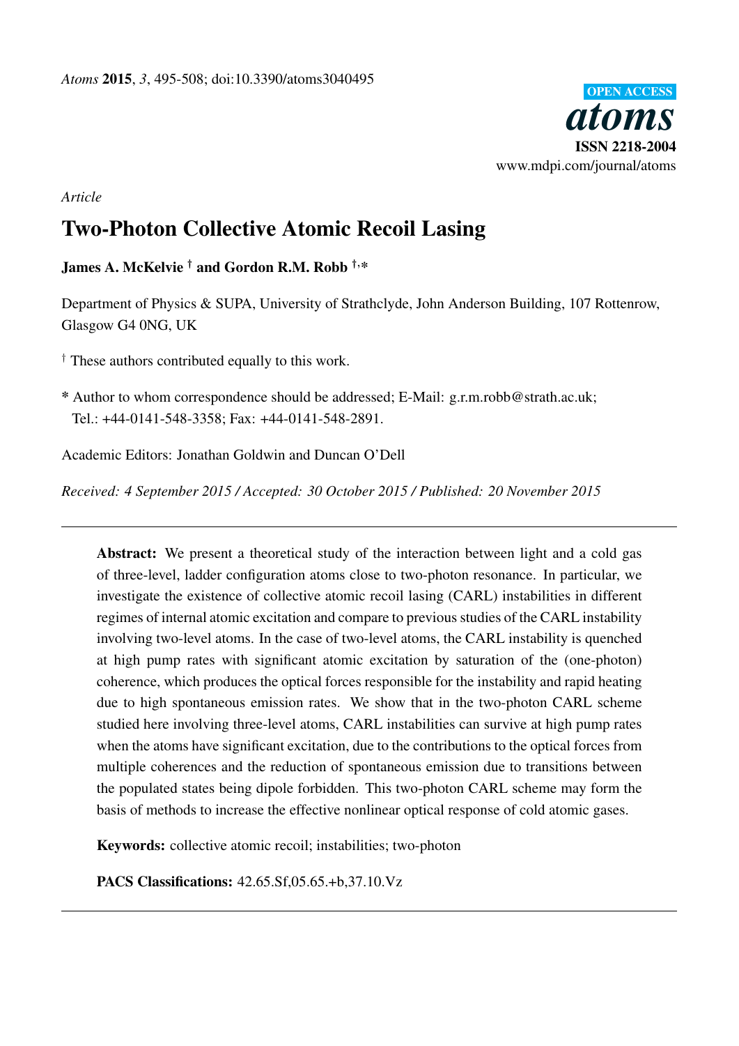*Article*

# Two-Photon Collective Atomic Recoil Lasing

**James A. McKelvie † and Gordon R.M. Robb †,\***

Department of Physics & SUPA, University of Strathclyde, John Anderson Building, 107 Rottenrow, Glasgow G4 0NG, UK

† These authors contributed equally to this work.

\* Author to whom correspondence should be addressed; E-Mail: g.r.m.robb@strath.ac.uk; Tel.: +44-0141-548-3358; Fax: +44-0141-548-2891.

Academic Editors: Jonathan Goldwin and Duncan O'Dell

*Received: 4 September 2015 / Accepted: 30 October 2015 / Published: 20 November 2015*

---

**Abstract:** We present a theoretical study of the interaction between light and a cold gas of three-level, ladder configuration atoms close to two-photon resonance. In particular, we investigate the existence of collective atomic recoil lasing (CARL) instabilities in different regimes of internal atomic excitation and compare to previous studies of the CARL instability involving two-level atoms. In the case of two-level atoms, the CARL instability is quenched at high pump rates with significant atomic excitation by saturation of the (one-photon) coherence, which produces the optical forces responsible for the instability and rapid heating due to high spontaneous emission rates. We show that in the two-photon CARL scheme studied here involving three-level atoms, CARL instabilities can survive at high pump rates when the atoms have significant excitation, due to the contributions to the optical forces from multiple coherences and the reduction of spontaneous emission due to transitions between the populated states being dipole forbidden. This two-photon CARL scheme may form the basis of methods to increase the effective nonlinear optical response of cold atomic gases.

**Keywords:** collective atomic recoil; instabilities; two-photon

**PACS Classifications:** 42.65.Sf,05.65.+b,37.10.Vz

---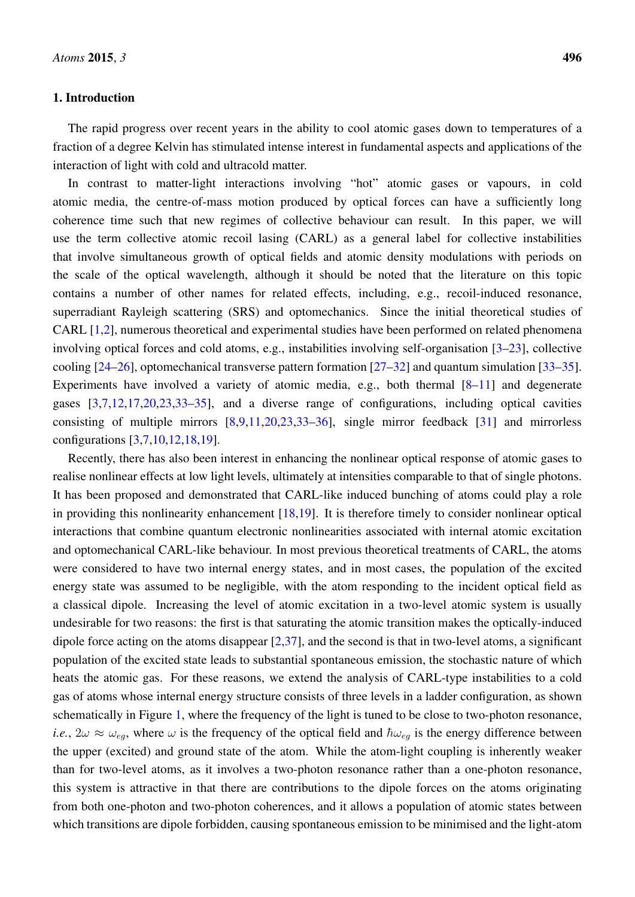## 1. Introduction

The rapid progress over recent years in the ability to cool atomic gases down to temperatures of a fraction of a degree Kelvin has stimulated intense interest in fundamental aspects and applications of the interaction of light with cold and ultracold matter.

In contrast to matter-light interactions involving "hot" atomic gases or vapours, in cold atomic media, the centre-of-mass motion produced by optical forces can have a sufficiently long coherence time such that new regimes of collective behaviour can result. In this paper, we will use the term collective atomic recoil lasing (CARL) as a general label for collective instabilities that involve simultaneous growth of optical fields and atomic density modulations with periods on the scale of the optical wavelength, although it should be noted that the literature on this topic contains a number of other names for related effects, including, e.g., recoil-induced resonance, superradiant Rayleigh scattering (SRS) and optomechanics. Since the initial theoretical studies of CARL [1,2], numerous theoretical and experimental studies have been performed on related phenomena involving optical forces and cold atoms, e.g., instabilities involving self-organisation [3–23], collective cooling [24–26], optomechanical transverse pattern formation [27–32] and quantum simulation [33–35]. Experiments have involved a variety of atomic media, e.g., both thermal [8–11] and degenerate gases [3,7,12,17,20,23,33–35], and a diverse range of configurations, including optical cavities consisting of multiple mirrors [8,9,11,20,23,33–36], single mirror feedback [31] and mirrorless configurations [3,7,10,12,18,19].

Recently, there has also been interest in enhancing the nonlinear optical response of atomic gases to realise nonlinear effects at low light levels, ultimately at intensities comparable to that of single photons. It has been proposed and demonstrated that CARL-like induced bunching of atoms could play a role in providing this nonlinearity enhancement [18,19]. It is therefore timely to consider nonlinear optical interactions that combine quantum electronic nonlinearities associated with internal atomic excitation and optomechanical CARL-like behaviour. In most previous theoretical treatments of CARL, the atoms were considered to have two internal energy states, and in most cases, the population of the excited energy state was assumed to be negligible, with the atom responding to the incident optical field as a classical dipole. Increasing the level of atomic excitation in a two-level atomic system is usually undesirable for two reasons: the first is that saturating the atomic transition makes the optically-induced dipole force acting on the atoms disappear [2,37], and the second is that in two-level atoms, a significant population of the excited state leads to substantial spontaneous emission, the stochastic nature of which heats the atomic gas. For these reasons, we extend the analysis of CARL-type instabilities to a cold gas of atoms whose internal energy structure consists of three levels in a ladder configuration, as shown schematically in Figure 1, where the frequency of the light is tuned to be close to two-photon resonance, *i.e.*, $2\omega \approx \omega_{eg}$, where $\omega$ is the frequency of the optical field and $\hbar\omega_{eg}$ is the energy difference between the upper (excited) and ground state of the atom. While the atom-light coupling is inherently weaker than for two-level atoms, as it involves a two-photon resonance rather than a one-photon resonance, this system is attractive in that there are contributions to the dipole forces on the atoms originating from both one-photon and two-photon coherences, and it allows a population of atomic states between which transitions are dipole forbidden, causing spontaneous emission to be minimised and the light-atom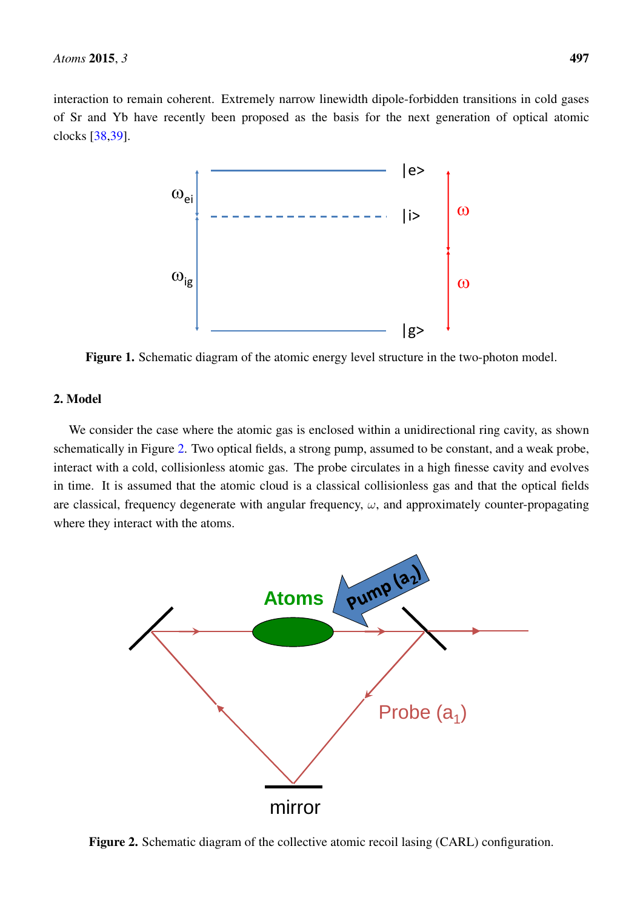interaction to remain coherent. Extremely narrow linewidth dipole-forbidden transitions in cold gases of Sr and Yb have recently been proposed as the basis for the next generation of optical atomic clocks [38,39].

**Figure 1.** Schematic diagram of the atomic energy level structure in the two-photon model.

## 2. Model

We consider the case where the atomic gas is enclosed within a unidirectional ring cavity, as shown schematically in Figure 2. Two optical fields, a strong pump, assumed to be constant, and a weak probe, interact with a cold, collisionless atomic gas. The probe circulates in a high finesse cavity and evolves in time. It is assumed that the atomic cloud is a classical collisionless gas and that the optical fields are classical, frequency degenerate with angular frequency, $\omega$, and approximately counter-propagating where they interact with the atoms.

**Figure 2.** Schematic diagram of the collective atomic recoil lasing (CARL) configuration.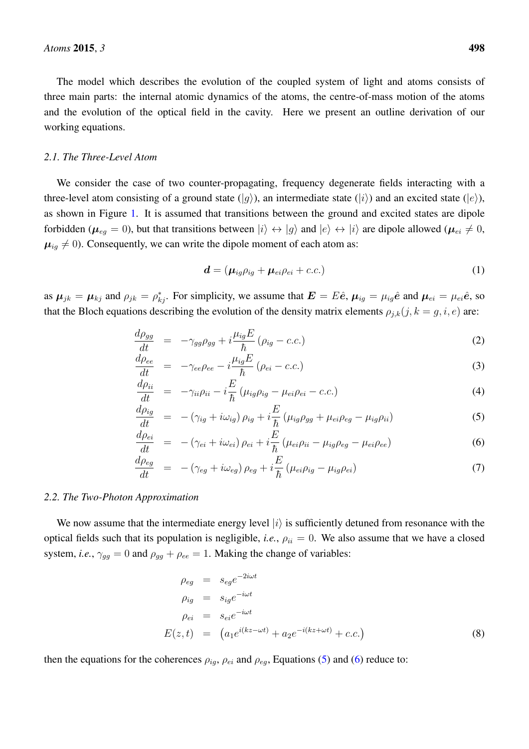The model which describes the evolution of the coupled system of light and atoms consists of three main parts: the internal atomic dynamics of the atoms, the centre-of-mass motion of the atoms and the evolution of the optical field in the cavity. Here we present an outline derivation of our working equations.

### 2.1. The Three-Level Atom

We consider the case of two counter-propagating, frequency degenerate fields interacting with a three-level atom consisting of a ground state ($|g\rangle$), an intermediate state ($|i\rangle$) and an excited state ($|e\rangle$), as shown in Figure 1. It is assumed that transitions between the ground and excited states are dipole forbidden ($\boldsymbol{\mu}_{eg} = 0$), but that transitions between $|i\rangle \leftrightarrow |g\rangle$ and $|e\rangle \leftrightarrow |i\rangle$ are dipole allowed ($\boldsymbol{\mu}_{ei} \neq 0$, $\boldsymbol{\mu}_{ig} \neq 0$). Consequently, we can write the dipole moment of each atom as:

$$\boldsymbol{d} = (\boldsymbol{\mu}_{ig}\rho_{ig} + \boldsymbol{\mu}_{ei}\rho_{ei} + c.c.) \tag{1}$$

as $\boldsymbol{\mu}_{jk} = \boldsymbol{\mu}_{kj}$ and $\rho_{jk} = \rho_{kj}^*$. For simplicity, we assume that $\boldsymbol{E} = E\hat{\boldsymbol{e}}$, $\boldsymbol{\mu}_{ig} = \mu_{ig}\hat{\boldsymbol{e}}$ and $\boldsymbol{\mu}_{ei} = \mu_{ei}\hat{\boldsymbol{e}}$, so that the Bloch equations describing the evolution of the density matrix elements $\rho_{j,k}(j,k = g,i,e)$ are:

$$\frac{d\rho_{gg}}{dt} = -\gamma_{gg}\rho_{gg} + i\frac{\mu_{ig}E}{\hbar}\left(\rho_{ig} - c.c.\right) \tag{2}$$

$$\frac{d\rho_{ee}}{dt} = -\gamma_{ee}\rho_{ee} - i\frac{\mu_{ig}E}{\hbar}\left(\rho_{ei} - c.c.\right) \tag{3}$$

$$\frac{d\rho_{ii}}{dt} = -\gamma_{ii}\rho_{ii} - i\frac{E}{\hbar}\left(\mu_{ig}\rho_{ig} - \mu_{ei}\rho_{ei} - c.c.\right) \tag{4}$$

$$\frac{d\rho_{ig}}{dt} = -\left(\gamma_{ig} + i\omega_{ig}\right)\rho_{ig} + i\frac{E}{\hbar}\left(\mu_{ig}\rho_{gg} + \mu_{ei}\rho_{eg} - \mu_{ig}\rho_{ii}\right) \tag{5}$$

$$\frac{d\rho_{ei}}{dt} = -\left(\gamma_{ei} + i\omega_{ei}\right)\rho_{ei} + i\frac{E}{\hbar}\left(\mu_{ei}\rho_{ii} - \mu_{ig}\rho_{eg} - \mu_{ei}\rho_{ee}\right) \tag{6}$$

$$\frac{d\rho_{eg}}{dt} = -\left(\gamma_{eg} + i\omega_{eg}\right)\rho_{eg} + i\frac{E}{\hbar}\left(\mu_{ei}\rho_{ig} - \mu_{ig}\rho_{ei}\right) \tag{7}$$

### 2.2. The Two-Photon Approximation

We now assume that the intermediate energy level $|i\rangle$ is sufficiently detuned from resonance with the optical fields such that its population is negligible, *i.e.*, $\rho_{ii} = 0$. We also assume that we have a closed system, *i.e.*, $\gamma_{gg} = 0$ and $\rho_{gg} + \rho_{ee} = 1$. Making the change of variables:

$$\begin{aligned}
\rho_{eg} &= s_{eg}e^{-2i\omega t} \\
\rho_{ig} &= s_{ig}e^{-i\omega t} \\
\rho_{ei} &= s_{ei}e^{-i\omega t} \\
E(z,t) &= \left(a_1 e^{i(kz-\omega t)} + a_2 e^{-i(kz+\omega t)} + c.c.\right)
\end{aligned} \tag{8}$$

then the equations for the coherences $\rho_{ig}$, $\rho_{ei}$ and $\rho_{eg}$, Equations (5) and (6) reduce to: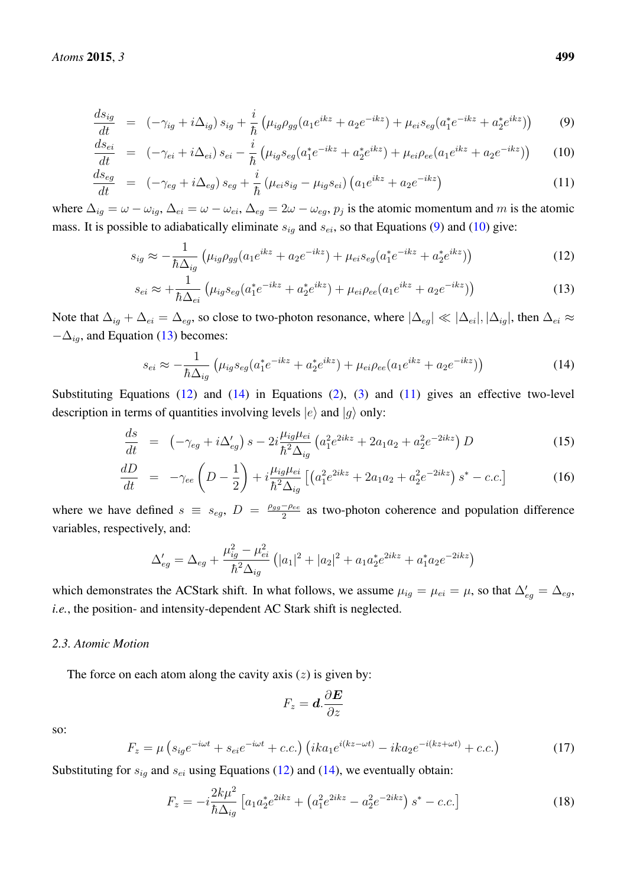$$\frac{ds_{ig}}{dt} = \left(-\gamma_{ig} + i\Delta_{ig}\right) s_{ig} + \frac{i}{\hbar}\left(\mu_{ig}\rho_{gg}(a_1 e^{ikz} + a_2 e^{-ikz}) + \mu_{ei} s_{eg}(a_1^* e^{-ikz} + a_2^* e^{ikz})\right) \tag{9}$$

$$\frac{ds_{ei}}{dt} = \left(-\gamma_{ei} + i\Delta_{ei}\right) s_{ei} - \frac{i}{\hbar}\left(\mu_{ig} s_{eg}(a_1^* e^{-ikz} + a_2^* e^{ikz}) + \mu_{ei}\rho_{ee}(a_1 e^{ikz} + a_2 e^{-ikz})\right) \tag{10}$$

$$\frac{ds_{eg}}{dt} = \left(-\gamma_{eg} + i\Delta_{eg}\right) s_{eg} + \frac{i}{\hbar}\left(\mu_{ei} s_{ig} - \mu_{ig} s_{ei}\right)\left(a_1 e^{ikz} + a_2 e^{-ikz}\right) \tag{11}$$

where $\Delta_{ig} = \omega - \omega_{ig}$, $\Delta_{ei} = \omega - \omega_{ei}$, $\Delta_{eg} = 2\omega - \omega_{eg}$, $p_j$ is the atomic momentum and $m$ is the atomic mass. It is possible to adiabatically eliminate $s_{ig}$ and $s_{ei}$, so that Equations (9) and (10) give:

$$s_{ig} \approx -\frac{1}{\hbar\Delta_{ig}}\left(\mu_{ig}\rho_{gg}(a_1 e^{ikz} + a_2 e^{-ikz}) + \mu_{ei} s_{eg}(a_1^* e^{-ikz} + a_2^* e^{ikz})\right) \tag{12}$$

$$s_{ei} \approx +\frac{1}{\hbar\Delta_{ei}}\left(\mu_{ig} s_{eg}(a_1^* e^{-ikz} + a_2^* e^{ikz}) + \mu_{ei}\rho_{ee}(a_1 e^{ikz} + a_2 e^{-ikz})\right) \tag{13}$$

Note that $\Delta_{ig} + \Delta_{ei} = \Delta_{eg}$, so close to two-photon resonance, where $|\Delta_{eg}| \ll |\Delta_{ei}|, |\Delta_{ig}|$, then $\Delta_{ei} \approx -\Delta_{ig}$, and Equation (13) becomes:

$$s_{ei} \approx -\frac{1}{\hbar\Delta_{ig}}\left(\mu_{ig} s_{eg}(a_1^* e^{-ikz} + a_2^* e^{ikz}) + \mu_{ei}\rho_{ee}(a_1 e^{ikz} + a_2 e^{-ikz})\right) \tag{14}$$

Substituting Equations (12) and (14) in Equations (2), (3) and (11) gives an effective two-level description in terms of quantities involving levels $|e\rangle$ and $|g\rangle$ only:

$$\frac{ds}{dt} = \left(-\gamma_{eg} + i\Delta'_{eg}\right) s - 2i\frac{\mu_{ig}\mu_{ei}}{\hbar^2\Delta_{ig}}\left(a_1^2 e^{2ikz} + 2a_1 a_2 + a_2^2 e^{-2ikz}\right) D \tag{15}$$

$$\frac{dD}{dt} = -\gamma_{ee}\left(D - \frac{1}{2}\right) + i\frac{\mu_{ig}\mu_{ei}}{\hbar^2\Delta_{ig}}\left[\left(a_1^2 e^{2ikz} + 2a_1 a_2 + a_2^2 e^{-2ikz}\right) s^* - c.c.\right] \tag{16}$$

where we have defined $s \equiv s_{eg}$, $D = \frac{\rho_{gg} - \rho_{ee}}{2}$ as two-photon coherence and population difference variables, respectively, and:

$$\Delta'_{eg} = \Delta_{eg} + \frac{\mu_{ig}^2 - \mu_{ei}^2}{\hbar^2\Delta_{ig}}\left(|a_1|^2 + |a_2|^2 + a_1 a_2^* e^{2ikz} + a_1^* a_2 e^{-2ikz}\right)$$

which demonstrates the ACStark shift. In what follows, we assume $\mu_{ig} = \mu_{ei} = \mu$, so that $\Delta'_{eg} = \Delta_{eg}$, *i.e.*, the position- and intensity-dependent AC Stark shift is neglected.

### 2.3. Atomic Motion

The force on each atom along the cavity axis ($z$) is given by:

$$F_z = \boldsymbol{d}.\frac{\partial \boldsymbol{E}}{\partial z}$$

so:

$$F_z = \mu\left(s_{ig} e^{-i\omega t} + s_{ei} e^{-i\omega t} + c.c.\right)\left(ika_1 e^{i(kz - \omega t)} - ika_2 e^{-i(kz + \omega t)} + c.c.\right) \tag{17}$$

Substituting for $s_{ig}$ and $s_{ei}$ using Equations (12) and (14), we eventually obtain:

$$F_z = -i\frac{2k\mu^2}{\hbar\Delta_{ig}}\left[a_1 a_2^* e^{2ikz} + \left(a_1^2 e^{2ikz} - a_2^2 e^{-2ikz}\right) s^* - c.c.\right] \tag{18}$$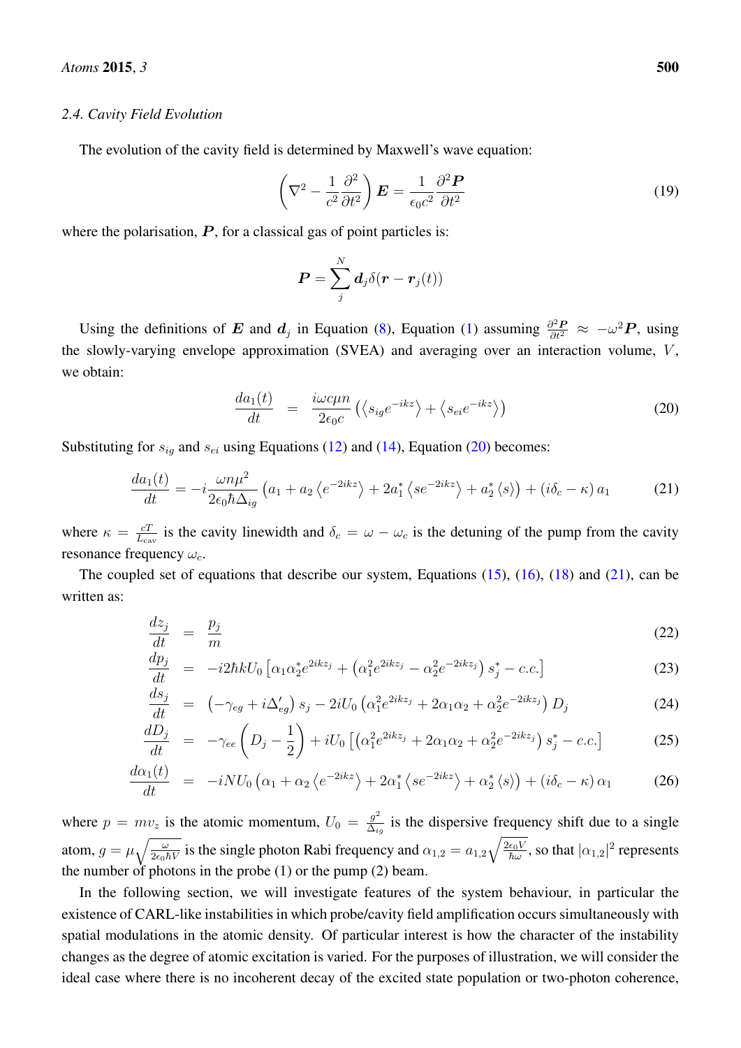### 2.4. Cavity Field Evolution

The evolution of the cavity field is determined by Maxwell's wave equation:

$$\left(\nabla^2 - \frac{1}{c^2}\frac{\partial^2}{\partial t^2}\right)\boldsymbol{E} = \frac{1}{\epsilon_0 c^2}\frac{\partial^2 \boldsymbol{P}}{\partial t^2} \tag{19}$$

where the polarisation, $\boldsymbol{P}$, for a classical gas of point particles is:

$$\boldsymbol{P} = \sum_j^N \boldsymbol{d}_j \delta(\boldsymbol{r} - \boldsymbol{r}_j(t))$$

Using the definitions of $\boldsymbol{E}$ and $\boldsymbol{d}_j$ in Equation (8), Equation (1) assuming $\frac{\partial^2 \boldsymbol{P}}{\partial t^2} \approx -\omega^2 \boldsymbol{P}$, using the slowly-varying envelope approximation (SVEA) and averaging over an interaction volume, $V$, we obtain:

$$\frac{da_1(t)}{dt} = \frac{i\omega c \mu n}{2\epsilon_0 c}\left(\left\langle s_{ig} e^{-ikz}\right\rangle + \left\langle s_{ei} e^{-ikz}\right\rangle\right) \tag{20}$$

Substituting for $s_{ig}$ and $s_{ei}$ using Equations (12) and (14), Equation (20) becomes:

$$\frac{da_1(t)}{dt} = -i\frac{\omega n \mu^2}{2\epsilon_0 \hbar \Delta_{ig}}\left(a_1 + a_2\left\langle e^{-2ikz}\right\rangle + 2a_1^*\left\langle s e^{-2ikz}\right\rangle + a_2^*\left\langle s\right\rangle\right) + (i\delta_c - \kappa)\, a_1 \tag{21}$$

where $\kappa = \frac{cT}{L_{\text{cav}}}$ is the cavity linewidth and $\delta_c = \omega - \omega_c$ is the detuning of the pump from the cavity resonance frequency $\omega_c$.

The coupled set of equations that describe our system, Equations (15), (16), (18) and (21), can be written as:

$$\frac{dz_j}{dt} = \frac{p_j}{m} \tag{22}$$

$$\frac{dp_j}{dt} = -i2\hbar k U_0\left[\alpha_1\alpha_2^* e^{2ikz_j} + \left(\alpha_1^2 e^{2ikz_j} - \alpha_2^2 e^{-2ikz_j}\right)s_j^* - c.c.\right] \tag{23}$$

$$\frac{ds_j}{dt} = \left(-\gamma_{eg} + i\Delta'_{eg}\right)s_j - 2iU_0\left(\alpha_1^2 e^{2ikz_j} + 2\alpha_1\alpha_2 + \alpha_2^2 e^{-2ikz_j}\right)D_j \tag{24}$$

$$\frac{dD_j}{dt} = -\gamma_{ee}\left(D_j - \frac{1}{2}\right) + iU_0\left[\left(\alpha_1^2 e^{2ikz_j} + 2\alpha_1\alpha_2 + \alpha_2^2 e^{-2ikz_j}\right)s_j^* - c.c.\right] \tag{25}$$

$$\frac{d\alpha_1(t)}{dt} = -iNU_0\left(\alpha_1 + \alpha_2\left\langle e^{-2ikz}\right\rangle + 2\alpha_1^*\left\langle s e^{-2ikz}\right\rangle + \alpha_2^*\left\langle s\right\rangle\right) + (i\delta_c - \kappa)\,\alpha_1 \tag{26}$$

where $p = mv_z$ is the atomic momentum, $U_0 = \frac{g^2}{\Delta_{ig}}$ is the dispersive frequency shift due to a single atom, $g = \mu\sqrt{\frac{\omega}{2\epsilon_0\hbar V}}$ is the single photon Rabi frequency and $\alpha_{1,2} = a_{1,2}\sqrt{\frac{2\epsilon_0 V}{\hbar\omega}}$, so that $|\alpha_{1,2}|^2$ represents the number of photons in the probe (1) or the pump (2) beam.

In the following section, we will investigate features of the system behaviour, in particular the existence of CARL-like instabilities in which probe/cavity field amplification occurs simultaneously with spatial modulations in the atomic density. Of particular interest is how the character of the instability changes as the degree of atomic excitation is varied. For the purposes of illustration, we will consider the ideal case where there is no incoherent decay of the excited state population or two-photon coherence,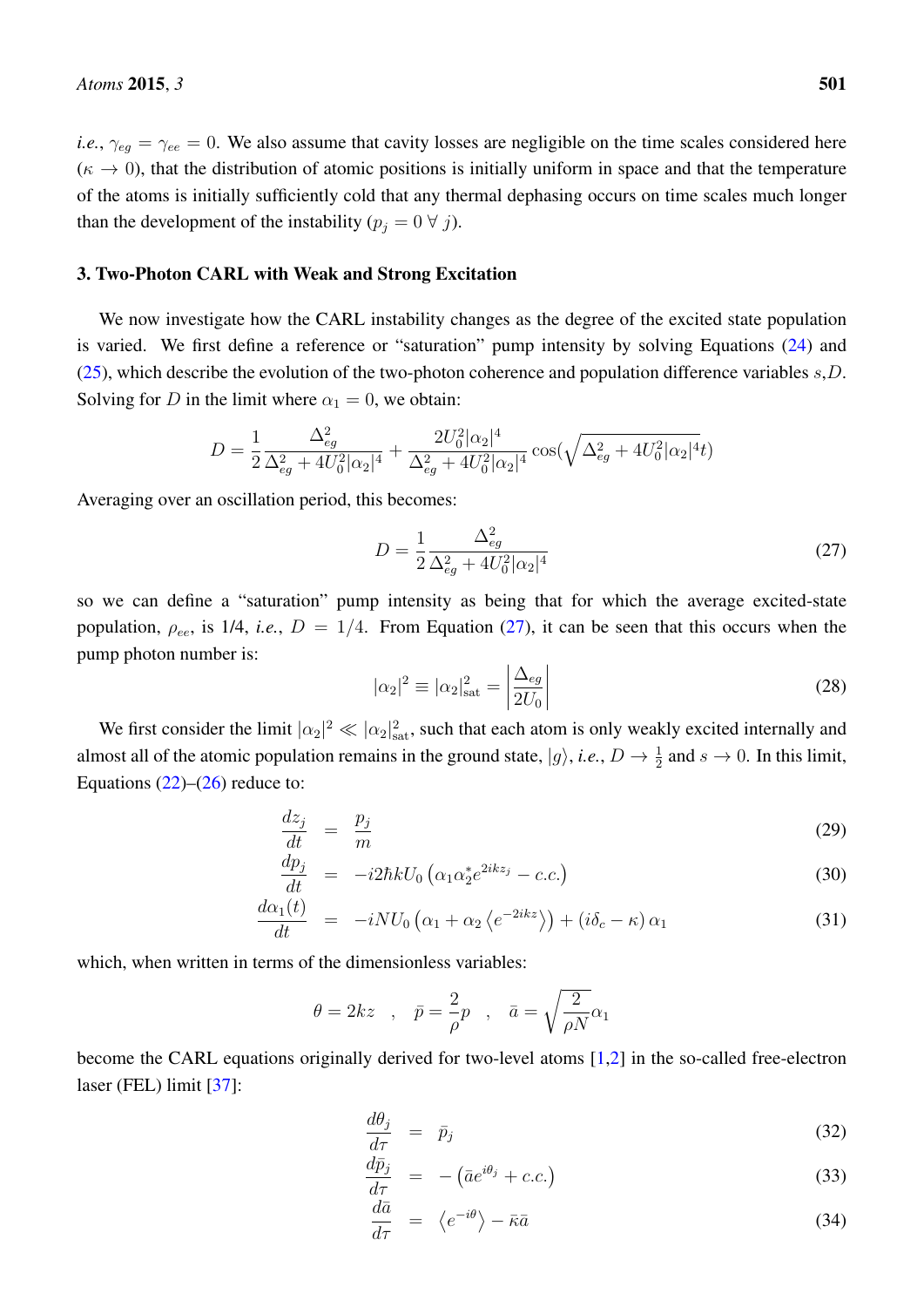*i.e.*, $\gamma_{eg} = \gamma_{ee} = 0$. We also assume that cavity losses are negligible on the time scales considered here ($\kappa \to 0$), that the distribution of atomic positions is initially uniform in space and that the temperature of the atoms is initially sufficiently cold that any thermal dephasing occurs on time scales much longer than the development of the instability ($p_j = 0 \; \forall \; j$).

## 3. Two-Photon CARL with Weak and Strong Excitation

We now investigate how the CARL instability changes as the degree of the excited state population is varied. We first define a reference or "saturation" pump intensity by solving Equations (24) and (25), which describe the evolution of the two-photon coherence and population difference variables $s$,$D$. Solving for $D$ in the limit where $\alpha_1 = 0$, we obtain:

$$D = \frac{1}{2}\frac{\Delta_{eg}^2}{\Delta_{eg}^2 + 4U_0^2|\alpha_2|^4} + \frac{2U_0^2|\alpha_2|^4}{\Delta_{eg}^2 + 4U_0^2|\alpha_2|^4}\cos(\sqrt{\Delta_{eg}^2 + 4U_0^2|\alpha_2|^4}t)$$

Averaging over an oscillation period, this becomes:

$$D = \frac{1}{2}\frac{\Delta_{eg}^2}{\Delta_{eg}^2 + 4U_0^2|\alpha_2|^4} \tag{27}$$

so we can define a "saturation" pump intensity as being that for which the average excited-state population, $\rho_{ee}$, is 1/4, *i.e.*, $D = 1/4$. From Equation (27), it can be seen that this occurs when the pump photon number is:

$$|\alpha_2|^2 \equiv |\alpha_2|^2_{\text{sat}} = \left|\frac{\Delta_{eg}}{2U_0}\right| \tag{28}$$

We first consider the limit $|\alpha_2|^2 \ll |\alpha_2|^2_{\text{sat}}$, such that each atom is only weakly excited internally and almost all of the atomic population remains in the ground state, $|g\rangle$, *i.e.*, $D \to \frac{1}{2}$ and $s \to 0$. In this limit, Equations (22)–(26) reduce to:

$$\frac{dz_j}{dt} = \frac{p_j}{m} \tag{29}$$

$$\frac{dp_j}{dt} = -i2\hbar k U_0 \left(\alpha_1 \alpha_2^* e^{2ikz_j} - c.c.\right) \tag{30}$$

$$\frac{d\alpha_1(t)}{dt} = -iNU_0 \left(\alpha_1 + \alpha_2 \left\langle e^{-2ikz} \right\rangle\right) + (i\delta_c - \kappa)\,\alpha_1 \tag{31}$$

which, when written in terms of the dimensionless variables:

$$\theta = 2kz \quad , \quad \bar{p} = \frac{2}{\rho}p \quad , \quad \bar{a} = \sqrt{\frac{2}{\rho N}}\alpha_1$$

become the CARL equations originally derived for two-level atoms [1,2] in the so-called free-electron laser (FEL) limit [37]:

$$\frac{d\theta_j}{d\tau} = \bar{p}_j \tag{32}$$

$$\frac{d\bar{p}_j}{d\tau} = -\left(\bar{a}e^{i\theta_j} + c.c.\right) \tag{33}$$

$$\frac{d\bar{a}}{d\tau} = \left\langle e^{-i\theta} \right\rangle - \bar{\kappa}\bar{a} \tag{34}$$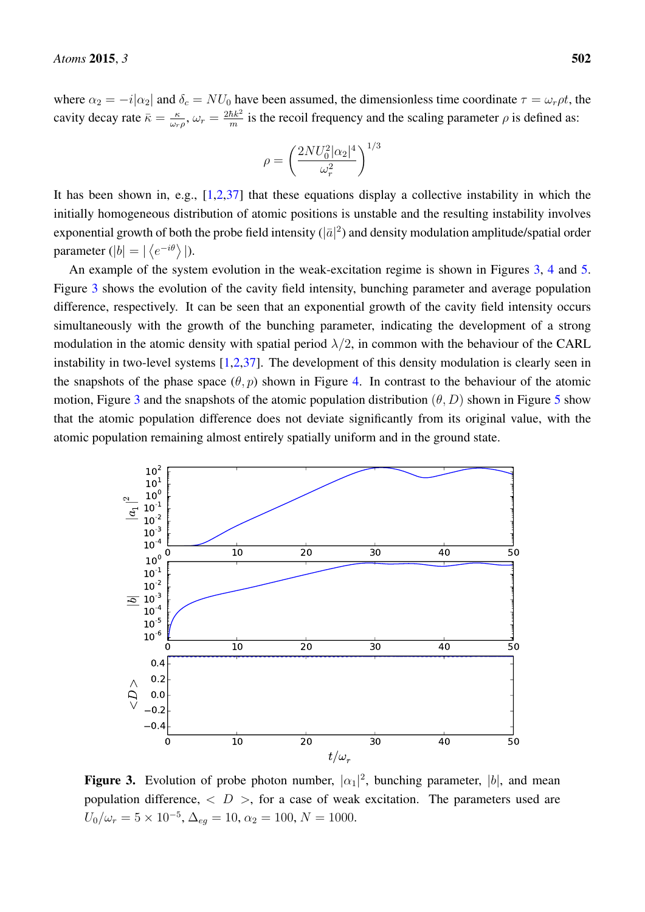where $\alpha_2 = -i|\alpha_2|$ and $\delta_c = NU_0$ have been assumed, the dimensionless time coordinate $\tau = \omega_r \rho t$, the cavity decay rate $\bar{\kappa} = \frac{\kappa}{\omega_r \rho}$, $\omega_r = \frac{2\hbar k^2}{m}$ is the recoil frequency and the scaling parameter $\rho$ is defined as:

$$\rho = \left( \frac{2NU_0^2 |\alpha_2|^4}{\omega_r^2} \right)^{1/3}$$

It has been shown in, e.g., [1,2,37] that these equations display a collective instability in which the initially homogeneous distribution of atomic positions is unstable and the resulting instability involves exponential growth of both the probe field intensity ($|\bar{a}|^2$) and density modulation amplitude/spatial order parameter ($|b| = |\langle e^{-i\theta} \rangle|$).

An example of the system evolution in the weak-excitation regime is shown in Figures 3, 4 and 5. Figure 3 shows the evolution of the cavity field intensity, bunching parameter and average population difference, respectively. It can be seen that an exponential growth of the cavity field intensity occurs simultaneously with the growth of the bunching parameter, indicating the development of a strong modulation in the atomic density with spatial period $\lambda/2$, in common with the behaviour of the CARL instability in two-level systems [1,2,37]. The development of this density modulation is clearly seen in the snapshots of the phase space $(\theta, p)$ shown in Figure 4. In contrast to the behaviour of the atomic motion, Figure 3 and the snapshots of the atomic population distribution $(\theta, D)$ shown in Figure 5 show that the atomic population difference does not deviate significantly from its original value, with the atomic population remaining almost entirely spatially uniform and in the ground state.

**Figure 3.** Evolution of probe photon number, $|\alpha_1|^2$, bunching parameter, $|b|$, and mean population difference, $< D >$, for a case of weak excitation. The parameters used are $U_0/\omega_r = 5 \times 10^{-5}$, $\Delta_{eg} = 10$, $\alpha_2 = 100$, $N = 1000$.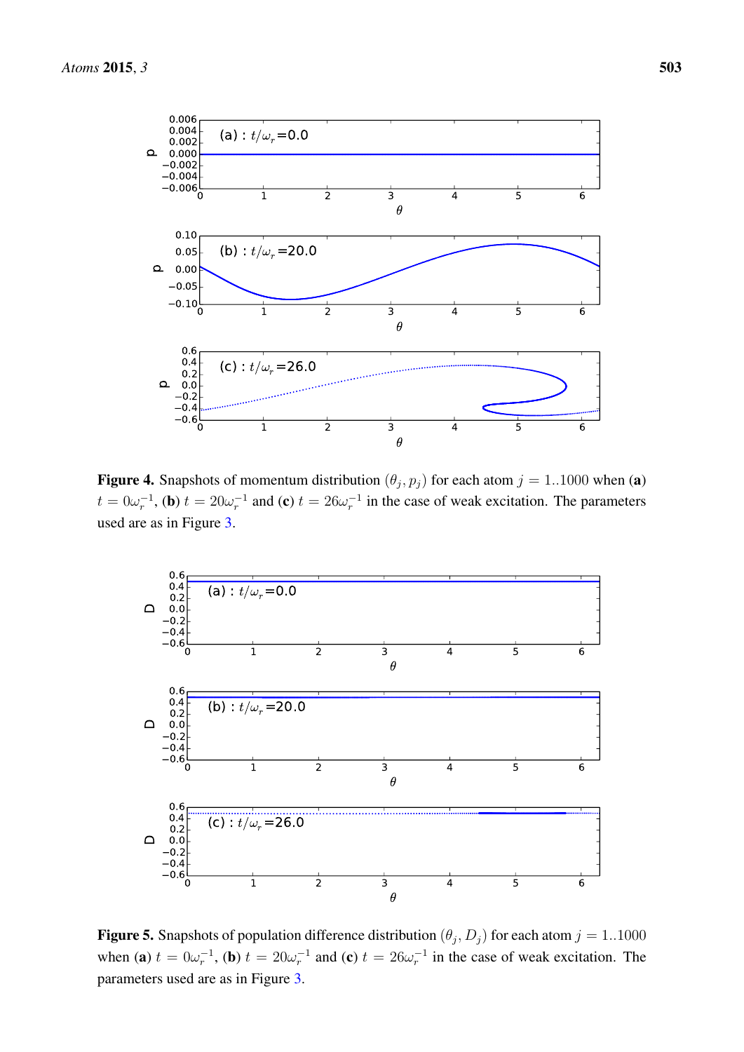**Figure 4.** Snapshots of momentum distribution $(\theta_j, p_j)$ for each atom $j = 1..1000$ when **(a)** $t = 0\omega_r^{-1}$, **(b)** $t = 20\omega_r^{-1}$ and **(c)** $t = 26\omega_r^{-1}$ in the case of weak excitation. The parameters used are as in Figure 3.

**Figure 5.** Snapshots of population difference distribution $(\theta_j, D_j)$ for each atom $j = 1..1000$ when **(a)** $t = 0\omega_r^{-1}$, **(b)** $t = 20\omega_r^{-1}$ and **(c)** $t = 26\omega_r^{-1}$ in the case of weak excitation. The parameters used are as in Figure 3.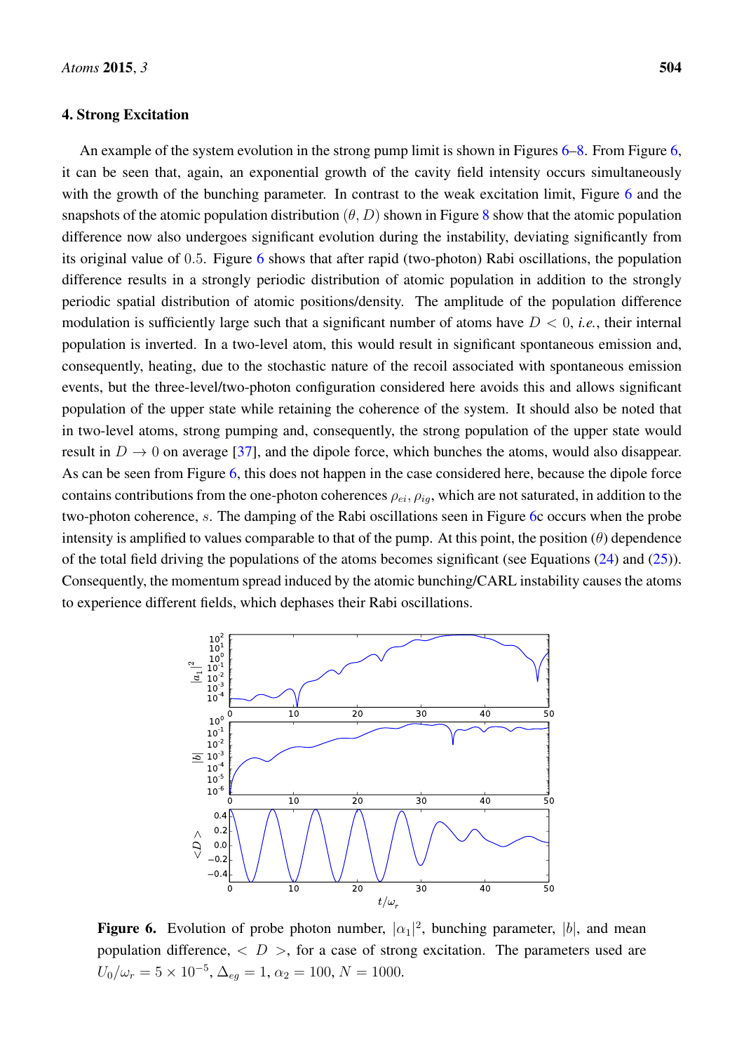## 4. Strong Excitation

An example of the system evolution in the strong pump limit is shown in Figures 6–8. From Figure 6, it can be seen that, again, an exponential growth of the cavity field intensity occurs simultaneously with the growth of the bunching parameter. In contrast to the weak excitation limit, Figure 6 and the snapshots of the atomic population distribution $(\theta, D)$ shown in Figure 8 show that the atomic population difference now also undergoes significant evolution during the instability, deviating significantly from its original value of $0.5$. Figure 6 shows that after rapid (two-photon) Rabi oscillations, the population difference results in a strongly periodic distribution of atomic population in addition to the strongly periodic spatial distribution of atomic positions/density. The amplitude of the population difference modulation is sufficiently large such that a significant number of atoms have $D < 0$, *i.e.*, their internal population is inverted. In a two-level atom, this would result in significant spontaneous emission and, consequently, heating, due to the stochastic nature of the recoil associated with spontaneous emission events, but the three-level/two-photon configuration considered here avoids this and allows significant population of the upper state while retaining the coherence of the system. It should also be noted that in two-level atoms, strong pumping and, consequently, the strong population of the upper state would result in $D \rightarrow 0$ on average [37], and the dipole force, which bunches the atoms, would also disappear. As can be seen from Figure 6, this does not happen in the case considered here, because the dipole force contains contributions from the one-photon coherences $\rho_{ei}, \rho_{ig}$, which are not saturated, in addition to the two-photon coherence, $s$. The damping of the Rabi oscillations seen in Figure 6c occurs when the probe intensity is amplified to values comparable to that of the pump. At this point, the position $(\theta)$ dependence of the total field driving the populations of the atoms becomes significant (see Equations (24) and (25)). Consequently, the momentum spread induced by the atomic bunching/CARL instability causes the atoms to experience different fields, which dephases their Rabi oscillations.

**Figure 6.** Evolution of probe photon number, $|\alpha_1|^2$, bunching parameter, $|b|$, and mean population difference, $< D >$, for a case of strong excitation. The parameters used are $U_0/\omega_r = 5 \times 10^{-5}, \Delta_{eg} = 1, \alpha_2 = 100, N = 1000$.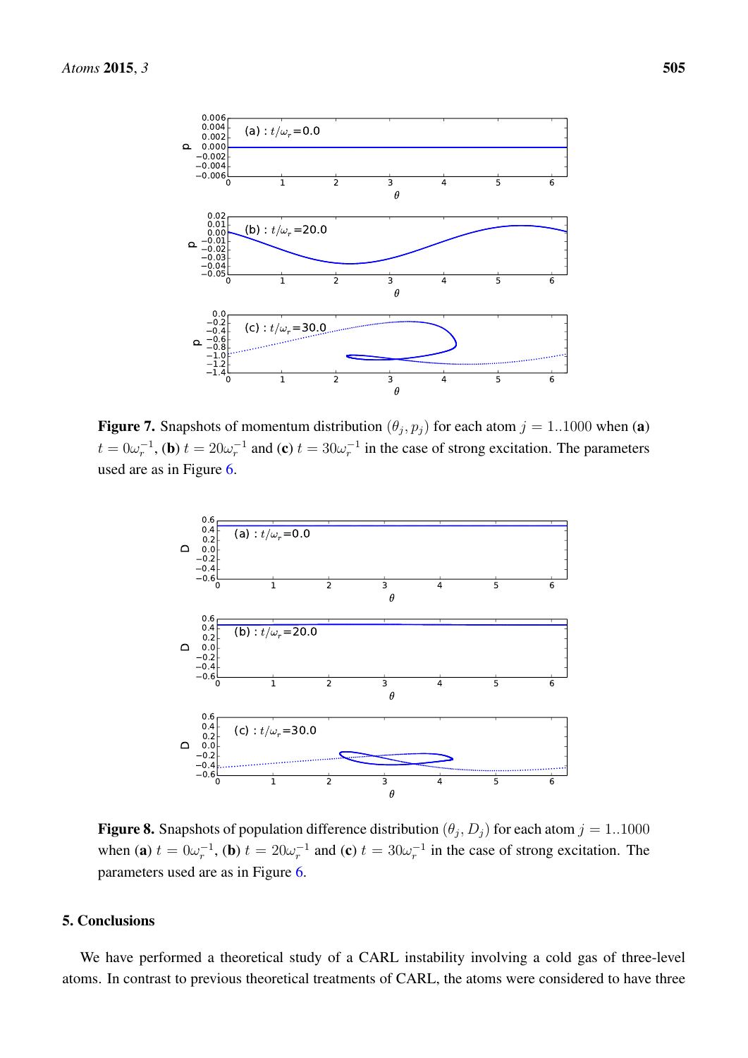**Figure 7.** Snapshots of momentum distribution $(\theta_j, p_j)$ for each atom $j = 1..1000$ when (**a**) $t = 0\omega_r^{-1}$, (**b**) $t = 20\omega_r^{-1}$ and (**c**) $t = 30\omega_r^{-1}$ in the case of strong excitation. The parameters used are as in Figure 6.

**Figure 8.** Snapshots of population difference distribution $(\theta_j, D_j)$ for each atom $j = 1..1000$ when (**a**) $t = 0\omega_r^{-1}$, (**b**) $t = 20\omega_r^{-1}$ and (**c**) $t = 30\omega_r^{-1}$ in the case of strong excitation. The parameters used are as in Figure 6.

## 5. Conclusions

We have performed a theoretical study of a CARL instability involving a cold gas of three-level atoms. In contrast to previous theoretical treatments of CARL, the atoms were considered to have three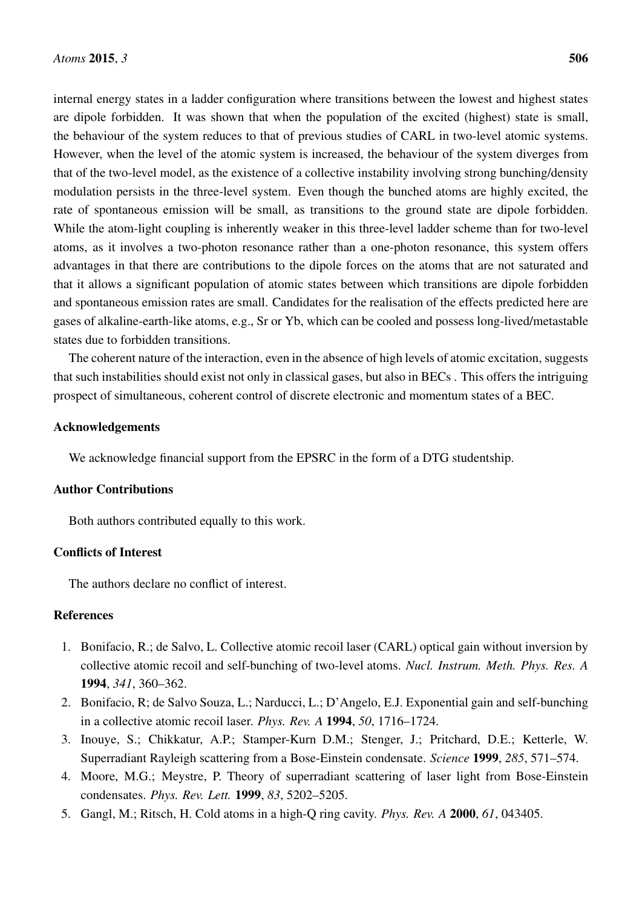internal energy states in a ladder configuration where transitions between the lowest and highest states are dipole forbidden. It was shown that when the population of the excited (highest) state is small, the behaviour of the system reduces to that of previous studies of CARL in two-level atomic systems. However, when the level of the atomic system is increased, the behaviour of the system diverges from that of the two-level model, as the existence of a collective instability involving strong bunching/density modulation persists in the three-level system. Even though the bunched atoms are highly excited, the rate of spontaneous emission will be small, as transitions to the ground state are dipole forbidden. While the atom-light coupling is inherently weaker in this three-level ladder scheme than for two-level atoms, as it involves a two-photon resonance rather than a one-photon resonance, this system offers advantages in that there are contributions to the dipole forces on the atoms that are not saturated and that it allows a significant population of atomic states between which transitions are dipole forbidden and spontaneous emission rates are small. Candidates for the realisation of the effects predicted here are gases of alkaline-earth-like atoms, e.g., Sr or Yb, which can be cooled and possess long-lived/metastable states due to forbidden transitions.

The coherent nature of the interaction, even in the absence of high levels of atomic excitation, suggests that such instabilities should exist not only in classical gases, but also in BECs . This offers the intriguing prospect of simultaneous, coherent control of discrete electronic and momentum states of a BEC.

## Acknowledgements

We acknowledge financial support from the EPSRC in the form of a DTG studentship.

## Author Contributions

Both authors contributed equally to this work.

## Conflicts of Interest

The authors declare no conflict of interest.

## References

1. Bonifacio, R.; de Salvo, L. Collective atomic recoil laser (CARL) optical gain without inversion by collective atomic recoil and self-bunching of two-level atoms. *Nucl. Instrum. Meth. Phys. Res. A* **1994**, *341*, 360–362.
2. Bonifacio, R; de Salvo Souza, L.; Narducci, L.; D'Angelo, E.J. Exponential gain and self-bunching in a collective atomic recoil laser. *Phys. Rev. A* **1994**, *50*, 1716–1724.
3. Inouye, S.; Chikkatur, A.P.; Stamper-Kurn D.M.; Stenger, J.; Pritchard, D.E.; Ketterle, W. Superradiant Rayleigh scattering from a Bose-Einstein condensate. *Science* **1999**, *285*, 571–574.
4. Moore, M.G.; Meystre, P. Theory of superradiant scattering of laser light from Bose-Einstein condensates. *Phys. Rev. Lett.* **1999**, *83*, 5202–5205.
5. Gangl, M.; Ritsch, H. Cold atoms in a high-Q ring cavity. *Phys. Rev. A* **2000**, *61*, 043405.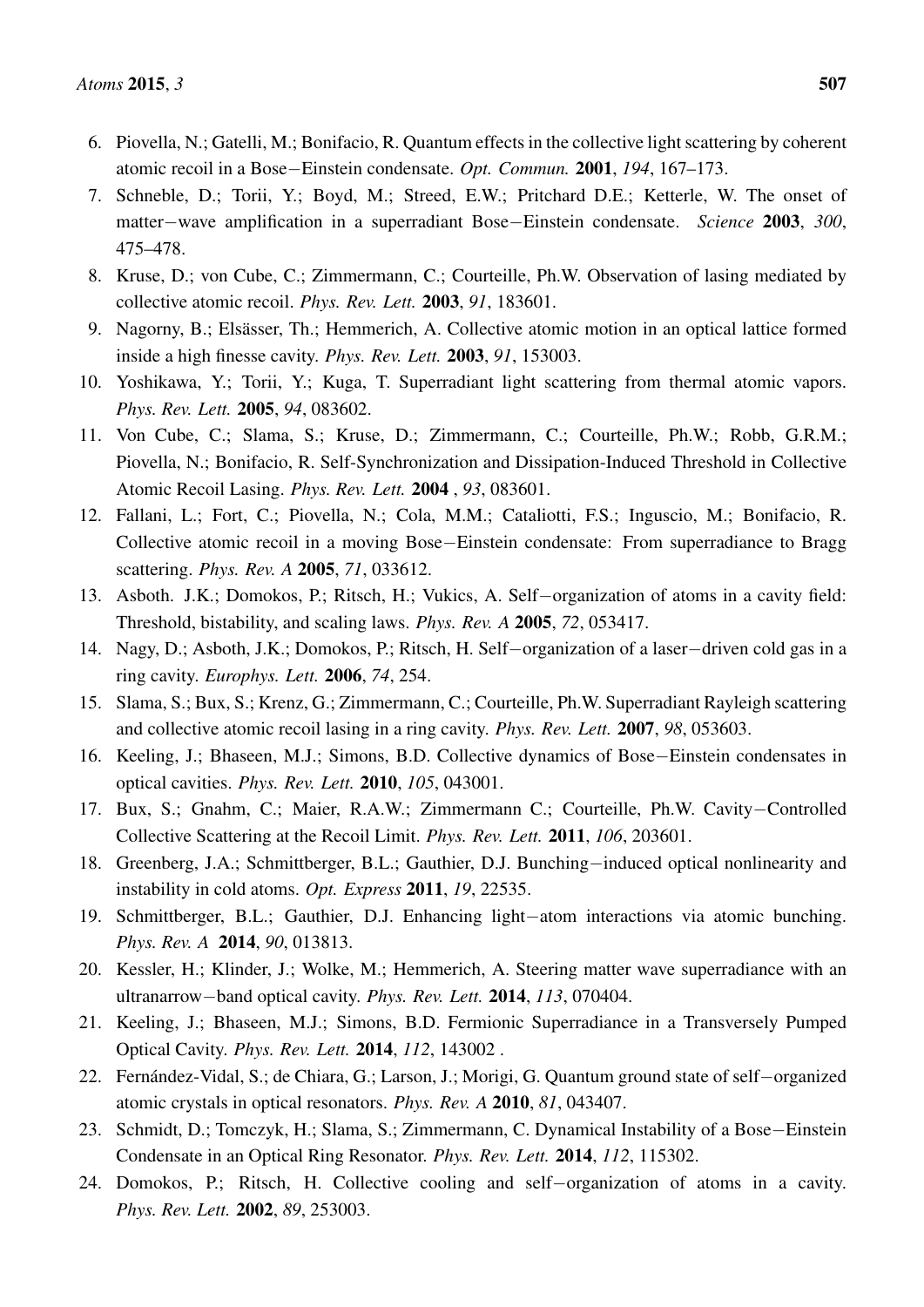6. Piovella, N.; Gatelli, M.; Bonifacio, R. Quantum effects in the collective light scattering by coherent atomic recoil in a Bose−Einstein condensate. *Opt. Commun.* **2001**, *194*, 167–173.
7. Schneble, D.; Torii, Y.; Boyd, M.; Streed, E.W.; Pritchard D.E.; Ketterle, W. The onset of matter−wave amplification in a superradiant Bose−Einstein condensate. *Science* **2003**, *300*, 475–478.
8. Kruse, D.; von Cube, C.; Zimmermann, C.; Courteille, Ph.W. Observation of lasing mediated by collective atomic recoil. *Phys. Rev. Lett.* **2003**, *91*, 183601.
9. Nagorny, B.; Elsässer, Th.; Hemmerich, A. Collective atomic motion in an optical lattice formed inside a high finesse cavity. *Phys. Rev. Lett.* **2003**, *91*, 153003.
10. Yoshikawa, Y.; Torii, Y.; Kuga, T. Superradiant light scattering from thermal atomic vapors. *Phys. Rev. Lett.* **2005**, *94*, 083602.
11. Von Cube, C.; Slama, S.; Kruse, D.; Zimmermann, C.; Courteille, Ph.W.; Robb, G.R.M.; Piovella, N.; Bonifacio, R. Self-Synchronization and Dissipation-Induced Threshold in Collective Atomic Recoil Lasing. *Phys. Rev. Lett.* **2004** , *93*, 083601.
12. Fallani, L.; Fort, C.; Piovella, N.; Cola, M.M.; Cataliotti, F.S.; Inguscio, M.; Bonifacio, R. Collective atomic recoil in a moving Bose−Einstein condensate: From superradiance to Bragg scattering. *Phys. Rev. A* **2005**, *71*, 033612.
13. Asboth. J.K.; Domokos, P.; Ritsch, H.; Vukics, A. Self−organization of atoms in a cavity field: Threshold, bistability, and scaling laws. *Phys. Rev. A* **2005**, *72*, 053417.
14. Nagy, D.; Asboth, J.K.; Domokos, P.; Ritsch, H. Self−organization of a laser−driven cold gas in a ring cavity. *Europhys. Lett.* **2006**, *74*, 254.
15. Slama, S.; Bux, S.; Krenz, G.; Zimmermann, C.; Courteille, Ph.W. Superradiant Rayleigh scattering and collective atomic recoil lasing in a ring cavity. *Phys. Rev. Lett.* **2007**, *98*, 053603.
16. Keeling, J.; Bhaseen, M.J.; Simons, B.D. Collective dynamics of Bose−Einstein condensates in optical cavities. *Phys. Rev. Lett.* **2010**, *105*, 043001.
17. Bux, S.; Gnahm, C.; Maier, R.A.W.; Zimmermann C.; Courteille, Ph.W. Cavity−Controlled Collective Scattering at the Recoil Limit. *Phys. Rev. Lett.* **2011**, *106*, 203601.
18. Greenberg, J.A.; Schmittberger, B.L.; Gauthier, D.J. Bunching−induced optical nonlinearity and instability in cold atoms. *Opt. Express* **2011**, *19*, 22535.
19. Schmittberger, B.L.; Gauthier, D.J. Enhancing light−atom interactions via atomic bunching. *Phys. Rev. A* **2014**, *90*, 013813.
20. Kessler, H.; Klinder, J.; Wolke, M.; Hemmerich, A. Steering matter wave superradiance with an ultranarrow−band optical cavity. *Phys. Rev. Lett.* **2014**, *113*, 070404.
21. Keeling, J.; Bhaseen, M.J.; Simons, B.D. Fermionic Superradiance in a Transversely Pumped Optical Cavity. *Phys. Rev. Lett.* **2014**, *112*, 143002 .
22. Fernández-Vidal, S.; de Chiara, G.; Larson, J.; Morigi, G. Quantum ground state of self−organized atomic crystals in optical resonators. *Phys. Rev. A* **2010**, *81*, 043407.
23. Schmidt, D.; Tomczyk, H.; Slama, S.; Zimmermann, C. Dynamical Instability of a Bose−Einstein Condensate in an Optical Ring Resonator. *Phys. Rev. Lett.* **2014**, *112*, 115302.
24. Domokos, P.; Ritsch, H. Collective cooling and self−organization of atoms in a cavity. *Phys. Rev. Lett.* **2002**, *89*, 253003.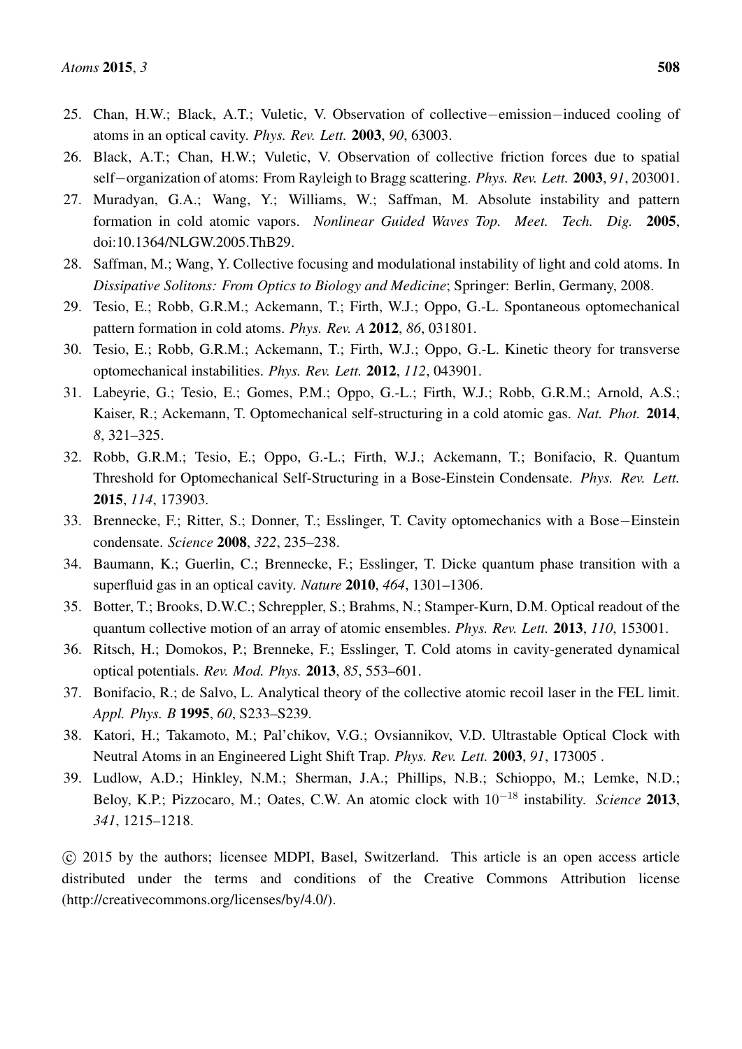25. Chan, H.W.; Black, A.T.; Vuletic, V. Observation of collective−emission−induced cooling of atoms in an optical cavity. *Phys. Rev. Lett.* **2003**, *90*, 63003.
26. Black, A.T.; Chan, H.W.; Vuletic, V. Observation of collective friction forces due to spatial self−organization of atoms: From Rayleigh to Bragg scattering. *Phys. Rev. Lett.* **2003**, *91*, 203001.
27. Muradyan, G.A.; Wang, Y.; Williams, W.; Saffman, M. Absolute instability and pattern formation in cold atomic vapors. *Nonlinear Guided Waves Top. Meet. Tech. Dig.* **2005**, doi:10.1364/NLGW.2005.ThB29.
28. Saffman, M.; Wang, Y. Collective focusing and modulational instability of light and cold atoms. In *Dissipative Solitons: From Optics to Biology and Medicine*; Springer: Berlin, Germany, 2008.
29. Tesio, E.; Robb, G.R.M.; Ackemann, T.; Firth, W.J.; Oppo, G.-L. Spontaneous optomechanical pattern formation in cold atoms. *Phys. Rev. A* **2012**, *86*, 031801.
30. Tesio, E.; Robb, G.R.M.; Ackemann, T.; Firth, W.J.; Oppo, G.-L. Kinetic theory for transverse optomechanical instabilities. *Phys. Rev. Lett.* **2012**, *112*, 043901.
31. Labeyrie, G.; Tesio, E.; Gomes, P.M.; Oppo, G.-L.; Firth, W.J.; Robb, G.R.M.; Arnold, A.S.; Kaiser, R.; Ackemann, T. Optomechanical self-structuring in a cold atomic gas. *Nat. Phot.* **2014**, *8*, 321–325.
32. Robb, G.R.M.; Tesio, E.; Oppo, G.-L.; Firth, W.J.; Ackemann, T.; Bonifacio, R. Quantum Threshold for Optomechanical Self-Structuring in a Bose-Einstein Condensate. *Phys. Rev. Lett.* **2015**, *114*, 173903.
33. Brennecke, F.; Ritter, S.; Donner, T.; Esslinger, T. Cavity optomechanics with a Bose−Einstein condensate. *Science* **2008**, *322*, 235–238.
34. Baumann, K.; Guerlin, C.; Brennecke, F.; Esslinger, T. Dicke quantum phase transition with a superfluid gas in an optical cavity. *Nature* **2010**, *464*, 1301–1306.
35. Botter, T.; Brooks, D.W.C.; Schreppler, S.; Brahms, N.; Stamper-Kurn, D.M. Optical readout of the quantum collective motion of an array of atomic ensembles. *Phys. Rev. Lett.* **2013**, *110*, 153001.
36. Ritsch, H.; Domokos, P.; Brenneke, F.; Esslinger, T. Cold atoms in cavity-generated dynamical optical potentials. *Rev. Mod. Phys.* **2013**, *85*, 553–601.
37. Bonifacio, R.; de Salvo, L. Analytical theory of the collective atomic recoil laser in the FEL limit. *Appl. Phys. B* **1995**, *60*, S233–S239.
38. Katori, H.; Takamoto, M.; Pal'chikov, V.G.; Ovsiannikov, V.D. Ultrastable Optical Clock with Neutral Atoms in an Engineered Light Shift Trap. *Phys. Rev. Lett.* **2003**, *91*, 173005 .
39. Ludlow, A.D.; Hinkley, N.M.; Sherman, J.A.; Phillips, N.B.; Schioppo, M.; Lemke, N.D.; Beloy, K.P.; Pizzocaro, M.; Oates, C.W. An atomic clock with $10^{-18}$ instability. *Science* **2013**, *341*, 1215–1218.

© 2015 by the authors; licensee MDPI, Basel, Switzerland. This article is an open access article distributed under the terms and conditions of the Creative Commons Attribution license (http://creativecommons.org/licenses/by/4.0/).